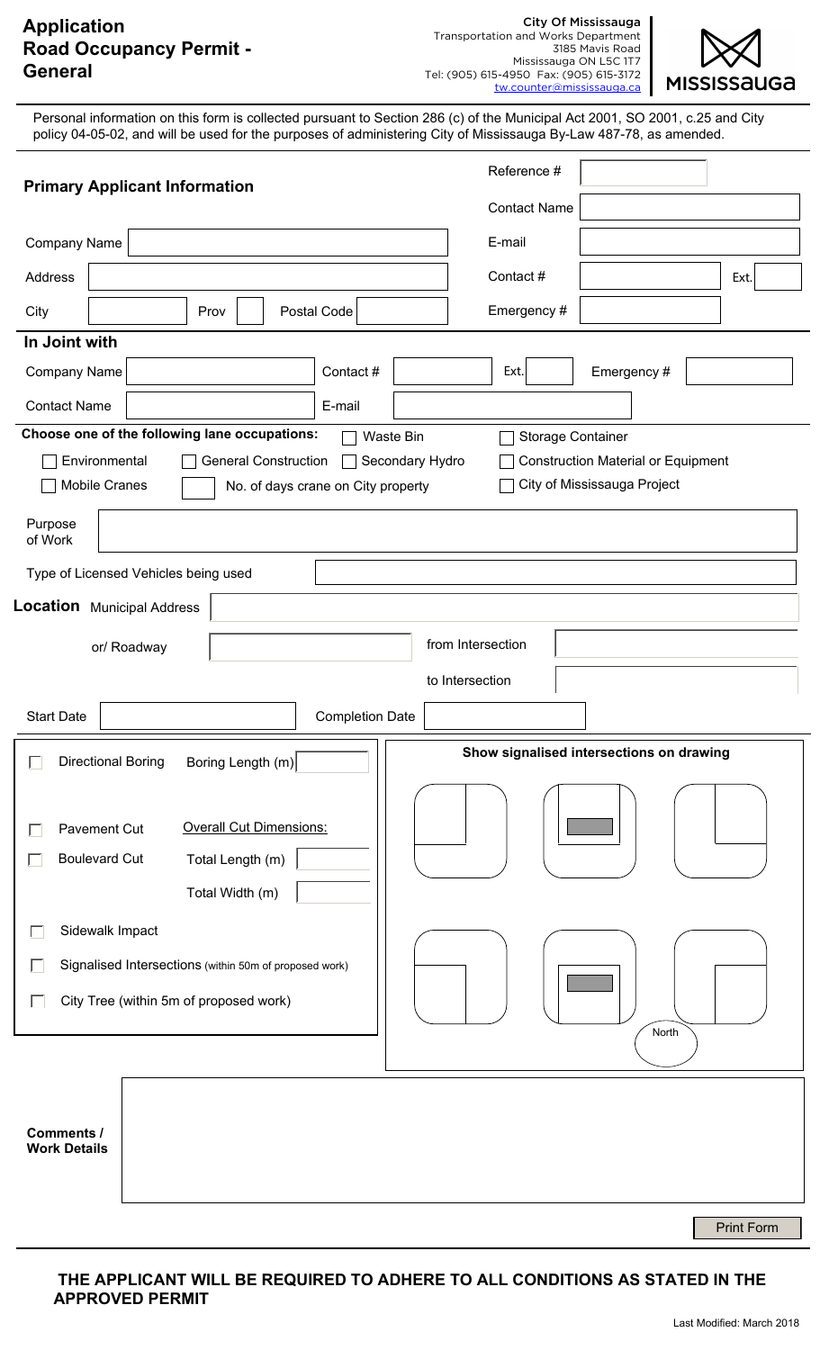# Application Road Occupancy Permit - General

**City Of Mississauga**
Transportation and Works Department
3185 Mavis Road
Mississauga ON L5C 1T7
Tel: (905) 615-4950 Fax: (905) 615-3172
tw.counter@mississauga.ca

MISSISSAUGA

Personal information on this form is collected pursuant to Section 286 (c) of the Municipal Act 2001, SO 2001, c.25 and City policy 04-05-02, and will be used for the purposes of administering City of Mississauga By-Law 487-78, as amended.

## Primary Applicant Information

Reference # ______

Contact Name ______

Company Name ______

E-mail ______

Address ______

Contact # ______ Ext. ______

City ______ Prov ______ Postal Code ______

Emergency # ______

## In Joint with

Company Name ______ Contact # ______ Ext. ______ Emergency # ______

Contact Name ______ E-mail ______

**Choose one of the following lane occupations:**

- ☐ Waste Bin
- ☐ Storage Container
- ☐ Environmental
- ☐ General Construction
- ☐ Secondary Hydro
- ☐ Construction Material or Equipment
- ☐ Mobile Cranes ______ No. of days crane on City property
- ☐ City of Mississauga Project

Purpose of Work ______

Type of Licensed Vehicles being used ______

**Location** Municipal Address ______

or/ Roadway ______ from Intersection ______

to Intersection ______

Start Date ______ Completion Date ______

- ☐ Directional Boring — Boring Length (m) ______
- ☐ Pavement Cut
- ☐ Boulevard Cut

Overall Cut Dimensions:

Total Length (m) ______

Total Width (m) ______

- ☐ Sidewalk Impact
- ☐ Signalised Intersections (within 50m of proposed work)
- ☐ City Tree (within 5m of proposed work)

**Show signalised intersections on drawing**

North

**Comments / Work Details** ______

Print Form

**THE APPLICANT WILL BE REQUIRED TO ADHERE TO ALL CONDITIONS AS STATED IN THE APPROVED PERMIT**

Last Modified: March 2018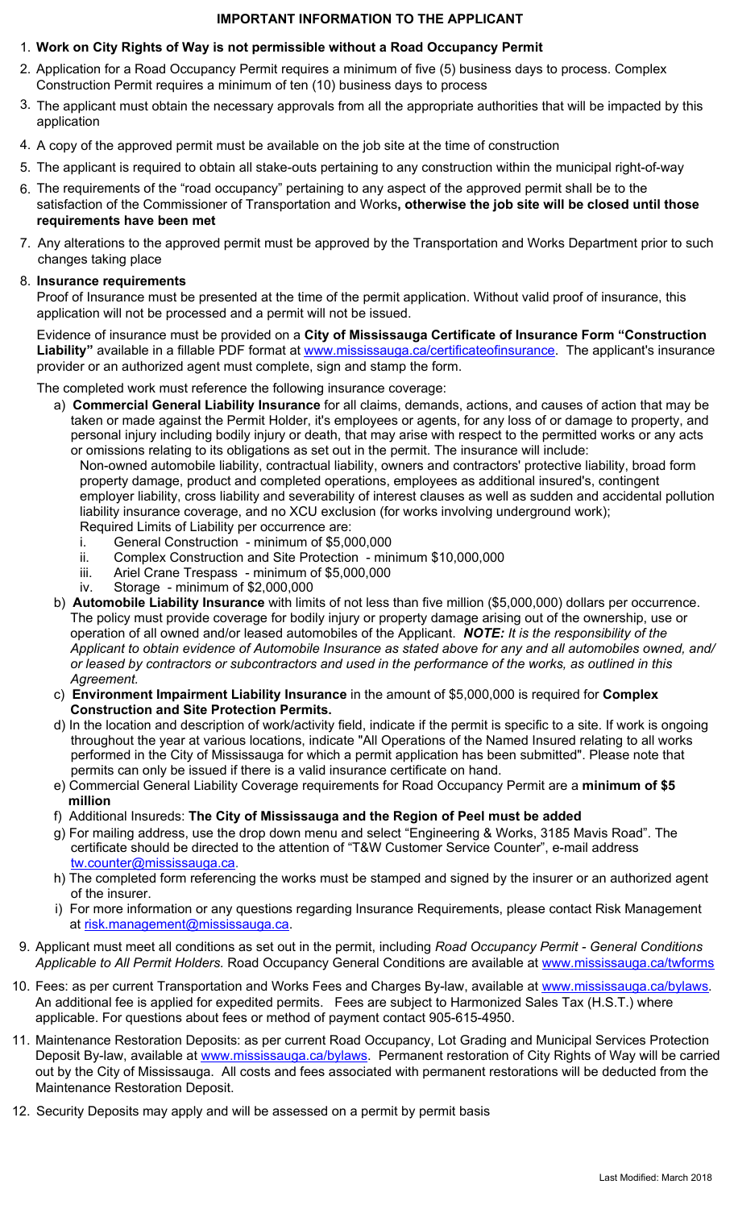# IMPORTANT INFORMATION TO THE APPLICANT

1. **Work on City Rights of Way is not permissible without a Road Occupancy Permit**
2. Application for a Road Occupancy Permit requires a minimum of five (5) business days to process. Complex Construction Permit requires a minimum of ten (10) business days to process
3. The applicant must obtain the necessary approvals from all the appropriate authorities that will be impacted by this application
4. A copy of the approved permit must be available on the job site at the time of construction
5. The applicant is required to obtain all stake-outs pertaining to any construction within the municipal right-of-way
6. The requirements of the "road occupancy" pertaining to any aspect of the approved permit shall be to the satisfaction of the Commissioner of Transportation and Works**, otherwise the job site will be closed until those requirements have been met**
7. Any alterations to the approved permit must be approved by the Transportation and Works Department prior to such changes taking place
8. **Insurance requirements**

   Proof of Insurance must be presented at the time of the permit application. Without valid proof of insurance, this application will not be processed and a permit will not be issued.

   Evidence of insurance must be provided on a **City of Mississauga Certificate of Insurance Form "Construction Liability"** available in a fillable PDF format at www.mississauga.ca/certificateofinsurance. The applicant's insurance provider or an authorized agent must complete, sign and stamp the form.

   The completed work must reference the following insurance coverage:

   a) **Commercial General Liability Insurance** for all claims, demands, actions, and causes of action that may be taken or made against the Permit Holder, it's employees or agents, for any loss of or damage to property, and personal injury including bodily injury or death, that may arise with respect to the permitted works or any acts or omissions relating to its obligations as set out in the permit. The insurance will include:
      Non-owned automobile liability, contractual liability, owners and contractors' protective liability, broad form property damage, product and completed operations, employees as additional insured's, contingent employer liability, cross liability and severability of interest clauses as well as sudden and accidental pollution liability insurance coverage, and no XCU exclusion (for works involving underground work);
      Required Limits of Liability per occurrence are:
      i. General Construction - minimum of $5,000,000
      ii. Complex Construction and Site Protection - minimum $10,000,000
      iii. Ariel Crane Trespass - minimum of $5,000,000
      iv. Storage - minimum of $2,000,000

   b) **Automobile Liability Insurance** with limits of not less than five million ($5,000,000) dollars per occurrence. The policy must provide coverage for bodily injury or property damage arising out of the ownership, use or operation of all owned and/or leased automobiles of the Applicant. ***NOTE:*** *It is the responsibility of the Applicant to obtain evidence of Automobile Insurance as stated above for any and all automobiles owned, and/or leased by contractors or subcontractors and used in the performance of the works, as outlined in this Agreement.*

   c) **Environment Impairment Liability Insurance** in the amount of $5,000,000 is required for **Complex Construction and Site Protection Permits.**

   d) In the location and description of work/activity field, indicate if the permit is specific to a site. If work is ongoing throughout the year at various locations, indicate "All Operations of the Named Insured relating to all works performed in the City of Mississauga for which a permit application has been submitted". Please note that permits can only be issued if there is a valid insurance certificate on hand.

   e) Commercial General Liability Coverage requirements for Road Occupancy Permit are a **minimum of $5 million**

   f) Additional Insureds: **The City of Mississauga and the Region of Peel must be added**

   g) For mailing address, use the drop down menu and select "Engineering & Works, 3185 Mavis Road". The certificate should be directed to the attention of "T&W Customer Service Counter", e-mail address tw.counter@mississauga.ca.

   h) The completed form referencing the works must be stamped and signed by the insurer or an authorized agent of the insurer.

   i) For more information or any questions regarding Insurance Requirements, please contact Risk Management at risk.management@mississauga.ca.

9. Applicant must meet all conditions as set out in the permit, including *Road Occupancy Permit - General Conditions Applicable to All Permit Holders.* Road Occupancy General Conditions are available at www.mississauga.ca/twforms
10. Fees: as per current Transportation and Works Fees and Charges By-law, available at www.mississauga.ca/bylaws. An additional fee is applied for expedited permits. Fees are subject to Harmonized Sales Tax (H.S.T.) where applicable. For questions about fees or method of payment contact 905-615-4950.
11. Maintenance Restoration Deposits: as per current Road Occupancy, Lot Grading and Municipal Services Protection Deposit By-law, available at www.mississauga.ca/bylaws. Permanent restoration of City Rights of Way will be carried out by the City of Mississauga. All costs and fees associated with permanent restorations will be deducted from the Maintenance Restoration Deposit.
12. Security Deposits may apply and will be assessed on a permit by permit basis

Last Modified: March 2018